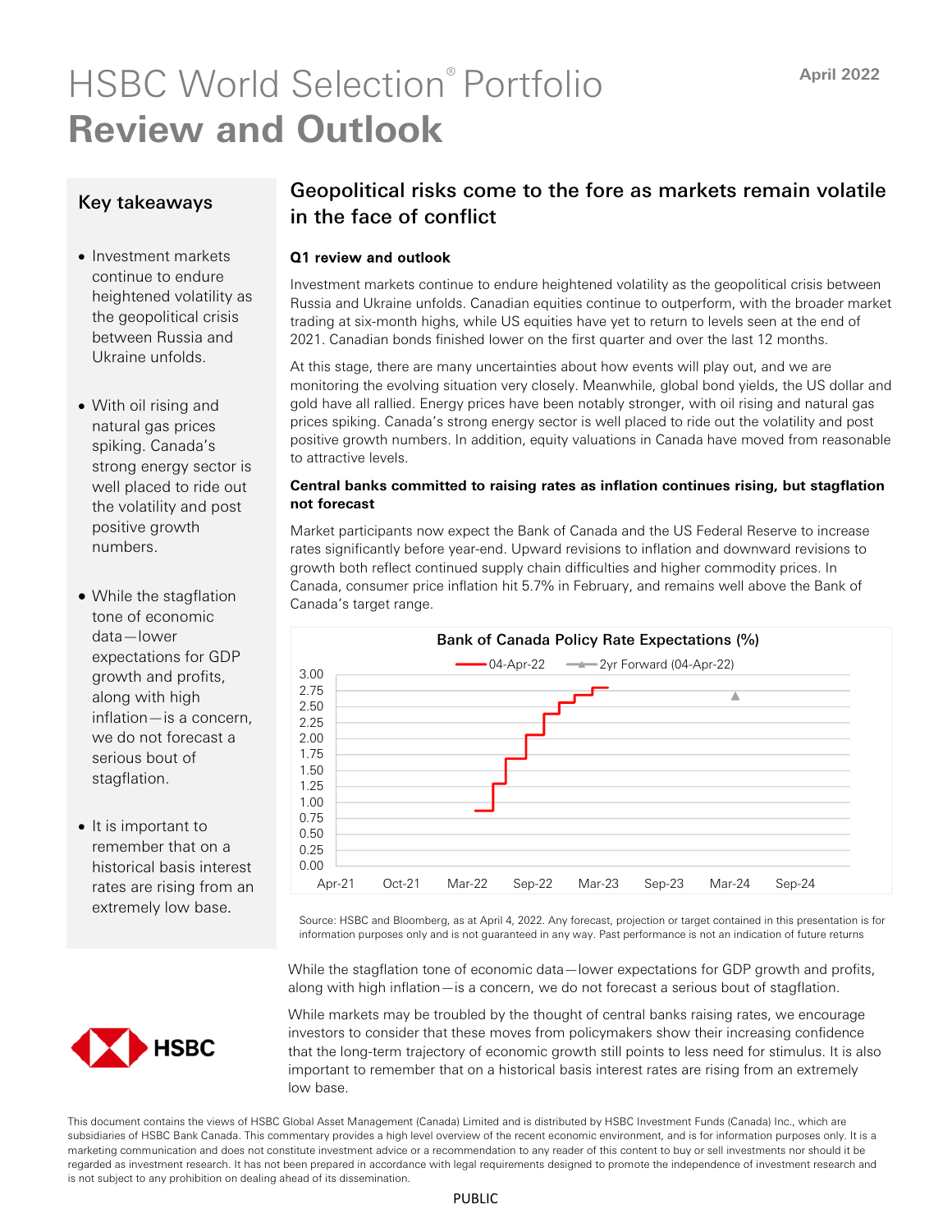# HSBC World Selection® Portfolio **Review and Outlook**

April 2022

## Key takeaways

- Investment markets continue to endure heightened volatility as the geopolitical crisis between Russia and Ukraine unfolds.
- With oil rising and natural gas prices spiking. Canada's strong energy sector is well placed to ride out the volatility and post positive growth numbers.
- While the stagflation tone of economic data—lower expectations for GDP growth and profits, along with high inflation—is a concern, we do not forecast a serious bout of stagflation.
- It is important to remember that on a historical basis interest rates are rising from an extremely low base.

## Geopolitical risks come to the fore as markets remain volatile in the face of conflict

### Q1 review and outlook

Investment markets continue to endure heightened volatility as the geopolitical crisis between Russia and Ukraine unfolds. Canadian equities continue to outperform, with the broader market trading at six-month highs, while US equities have yet to return to levels seen at the end of 2021. Canadian bonds finished lower on the first quarter and over the last 12 months.

At this stage, there are many uncertainties about how events will play out, and we are monitoring the evolving situation very closely. Meanwhile, global bond yields, the US dollar and gold have all rallied. Energy prices have been notably stronger, with oil rising and natural gas prices spiking. Canada's strong energy sector is well placed to ride out the volatility and post positive growth numbers. In addition, equity valuations in Canada have moved from reasonable to attractive levels.

### Central banks committed to raising rates as inflation continues rising, but stagflation not forecast

Market participants now expect the Bank of Canada and the US Federal Reserve to increase rates significantly before year-end. Upward revisions to inflation and downward revisions to growth both reflect continued supply chain difficulties and higher commodity prices. In Canada, consumer price inflation hit 5.7% in February, and remains well above the Bank of Canada's target range.

**Bank of Canada Policy Rate Expectations (%)**

Source: HSBC and Bloomberg, as at April 4, 2022. Any forecast, projection or target contained in this presentation is for information purposes only and is not guaranteed in any way. Past performance is not an indication of future returns

While the stagflation tone of economic data—lower expectations for GDP growth and profits, along with high inflation—is a concern, we do not forecast a serious bout of stagflation.

While markets may be troubled by the thought of central banks raising rates, we encourage investors to consider that these moves from policymakers show their increasing confidence that the long-term trajectory of economic growth still points to less need for stimulus. It is also important to remember that on a historical basis interest rates are rising from an extremely low base.

This document contains the views of HSBC Global Asset Management (Canada) Limited and is distributed by HSBC Investment Funds (Canada) Inc., which are subsidiaries of HSBC Bank Canada. This commentary provides a high level overview of the recent economic environment, and is for information purposes only. It is a marketing communication and does not constitute investment advice or a recommendation to any reader of this content to buy or sell investments nor should it be regarded as investment research. It has not been prepared in accordance with legal requirements designed to promote the independence of investment research and is not subject to any prohibition on dealing ahead of its dissemination.

PUBLIC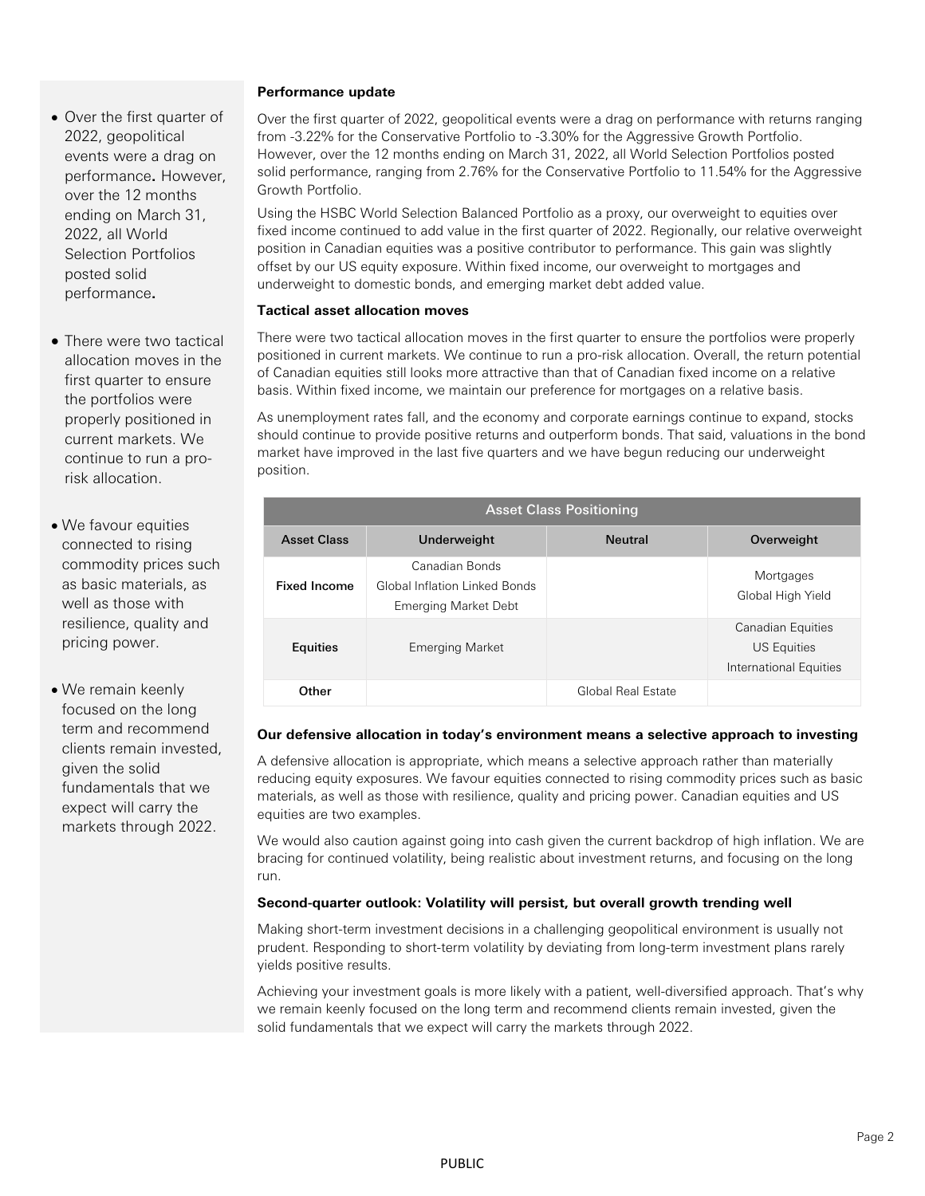- Over the first quarter of 2022, geopolitical events were a drag on performance. However, over the 12 months ending on March 31, 2022, all World Selection Portfolios posted solid performance.
- There were two tactical allocation moves in the first quarter to ensure the portfolios were properly positioned in current markets. We continue to run a pro-risk allocation.
- We favour equities connected to rising commodity prices such as basic materials, as well as those with resilience, quality and pricing power.
- We remain keenly focused on the long term and recommend clients remain invested, given the solid fundamentals that we expect will carry the markets through 2022.

**Performance update**

Over the first quarter of 2022, geopolitical events were a drag on performance with returns ranging from -3.22% for the Conservative Portfolio to -3.30% for the Aggressive Growth Portfolio. However, over the 12 months ending on March 31, 2022, all World Selection Portfolios posted solid performance, ranging from 2.76% for the Conservative Portfolio to 11.54% for the Aggressive Growth Portfolio.

Using the HSBC World Selection Balanced Portfolio as a proxy, our overweight to equities over fixed income continued to add value in the first quarter of 2022. Regionally, our relative overweight position in Canadian equities was a positive contributor to performance. This gain was slightly offset by our US equity exposure. Within fixed income, our overweight to mortgages and underweight to domestic bonds, and emerging market debt added value.

**Tactical asset allocation moves**

There were two tactical allocation moves in the first quarter to ensure the portfolios were properly positioned in current markets. We continue to run a pro-risk allocation. Overall, the return potential of Canadian equities still looks more attractive than that of Canadian fixed income on a relative basis. Within fixed income, we maintain our preference for mortgages on a relative basis.

As unemployment rates fall, and the economy and corporate earnings continue to expand, stocks should continue to provide positive returns and outperform bonds. That said, valuations in the bond market have improved in the last five quarters and we have begun reducing our underweight position.

| Asset Class Positioning | | | |
|---|---|---|---|
| **Asset Class** | **Underweight** | **Neutral** | **Overweight** |
| **Fixed Income** | Canadian Bonds<br>Global Inflation Linked Bonds<br>Emerging Market Debt | | Mortgages<br>Global High Yield |
| **Equities** | Emerging Market | | Canadian Equities<br>US Equities<br>International Equities |
| **Other** | | Global Real Estate | |

**Our defensive allocation in today's environment means a selective approach to investing**

A defensive allocation is appropriate, which means a selective approach rather than materially reducing equity exposures. We favour equities connected to rising commodity prices such as basic materials, as well as those with resilience, quality and pricing power. Canadian equities and US equities are two examples.

We would also caution against going into cash given the current backdrop of high inflation. We are bracing for continued volatility, being realistic about investment returns, and focusing on the long run.

**Second-quarter outlook: Volatility will persist, but overall growth trending well**

Making short-term investment decisions in a challenging geopolitical environment is usually not prudent. Responding to short-term volatility by deviating from long-term investment plans rarely yields positive results.

Achieving your investment goals is more likely with a patient, well-diversified approach. That's why we remain keenly focused on the long term and recommend clients remain invested, given the solid fundamentals that we expect will carry the markets through 2022.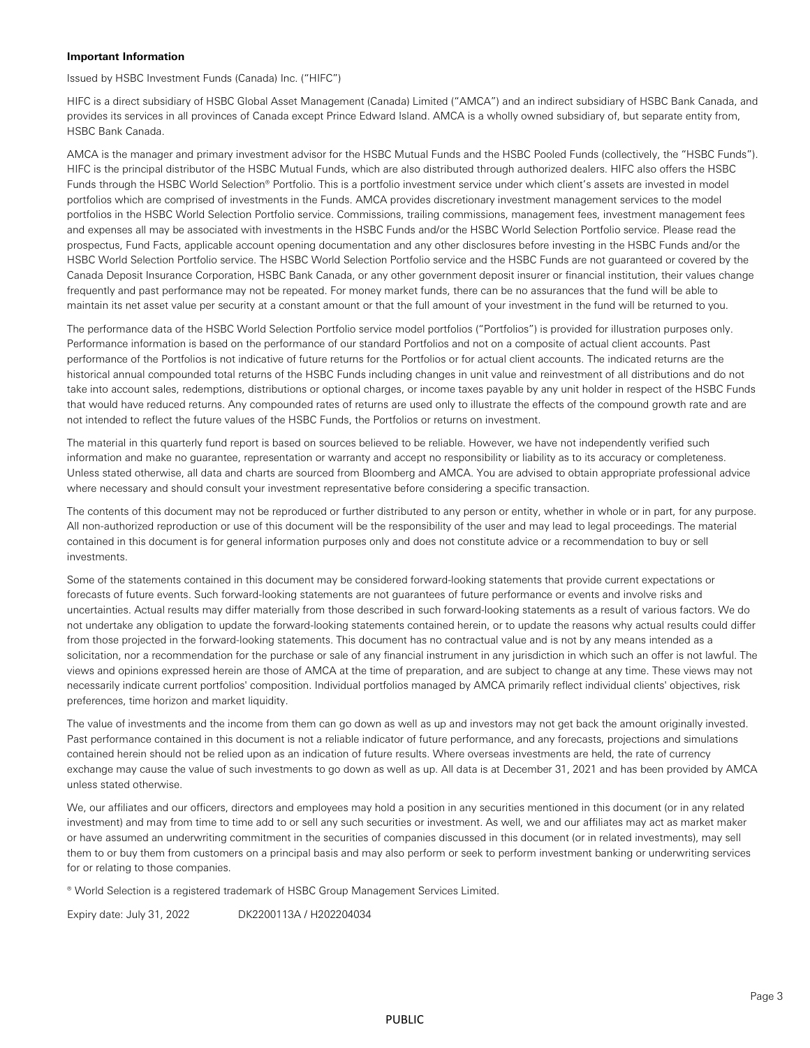**Important Information**

Issued by HSBC Investment Funds (Canada) Inc. ("HIFC")

HIFC is a direct subsidiary of HSBC Global Asset Management (Canada) Limited ("AMCA") and an indirect subsidiary of HSBC Bank Canada, and provides its services in all provinces of Canada except Prince Edward Island. AMCA is a wholly owned subsidiary of, but separate entity from, HSBC Bank Canada.

AMCA is the manager and primary investment advisor for the HSBC Mutual Funds and the HSBC Pooled Funds (collectively, the "HSBC Funds"). HIFC is the principal distributor of the HSBC Mutual Funds, which are also distributed through authorized dealers. HIFC also offers the HSBC Funds through the HSBC World Selection® Portfolio. This is a portfolio investment service under which client's assets are invested in model portfolios which are comprised of investments in the Funds. AMCA provides discretionary investment management services to the model portfolios in the HSBC World Selection Portfolio service. Commissions, trailing commissions, management fees, investment management fees and expenses all may be associated with investments in the HSBC Funds and/or the HSBC World Selection Portfolio service. Please read the prospectus, Fund Facts, applicable account opening documentation and any other disclosures before investing in the HSBC Funds and/or the HSBC World Selection Portfolio service. The HSBC World Selection Portfolio service and the HSBC Funds are not guaranteed or covered by the Canada Deposit Insurance Corporation, HSBC Bank Canada, or any other government deposit insurer or financial institution, their values change frequently and past performance may not be repeated. For money market funds, there can be no assurances that the fund will be able to maintain its net asset value per security at a constant amount or that the full amount of your investment in the fund will be returned to you.

The performance data of the HSBC World Selection Portfolio service model portfolios ("Portfolios") is provided for illustration purposes only. Performance information is based on the performance of our standard Portfolios and not on a composite of actual client accounts. Past performance of the Portfolios is not indicative of future returns for the Portfolios or for actual client accounts. The indicated returns are the historical annual compounded total returns of the HSBC Funds including changes in unit value and reinvestment of all distributions and do not take into account sales, redemptions, distributions or optional charges, or income taxes payable by any unit holder in respect of the HSBC Funds that would have reduced returns. Any compounded rates of returns are used only to illustrate the effects of the compound growth rate and are not intended to reflect the future values of the HSBC Funds, the Portfolios or returns on investment.

The material in this quarterly fund report is based on sources believed to be reliable. However, we have not independently verified such information and make no guarantee, representation or warranty and accept no responsibility or liability as to its accuracy or completeness. Unless stated otherwise, all data and charts are sourced from Bloomberg and AMCA. You are advised to obtain appropriate professional advice where necessary and should consult your investment representative before considering a specific transaction.

The contents of this document may not be reproduced or further distributed to any person or entity, whether in whole or in part, for any purpose. All non-authorized reproduction or use of this document will be the responsibility of the user and may lead to legal proceedings. The material contained in this document is for general information purposes only and does not constitute advice or a recommendation to buy or sell investments.

Some of the statements contained in this document may be considered forward-looking statements that provide current expectations or forecasts of future events. Such forward-looking statements are not guarantees of future performance or events and involve risks and uncertainties. Actual results may differ materially from those described in such forward-looking statements as a result of various factors. We do not undertake any obligation to update the forward-looking statements contained herein, or to update the reasons why actual results could differ from those projected in the forward-looking statements. This document has no contractual value and is not by any means intended as a solicitation, nor a recommendation for the purchase or sale of any financial instrument in any jurisdiction in which such an offer is not lawful. The views and opinions expressed herein are those of AMCA at the time of preparation, and are subject to change at any time. These views may not necessarily indicate current portfolios' composition. Individual portfolios managed by AMCA primarily reflect individual clients' objectives, risk preferences, time horizon and market liquidity.

The value of investments and the income from them can go down as well as up and investors may not get back the amount originally invested. Past performance contained in this document is not a reliable indicator of future performance, and any forecasts, projections and simulations contained herein should not be relied upon as an indication of future results. Where overseas investments are held, the rate of currency exchange may cause the value of such investments to go down as well as up. All data is at December 31, 2021 and has been provided by AMCA unless stated otherwise.

We, our affiliates and our officers, directors and employees may hold a position in any securities mentioned in this document (or in any related investment) and may from time to time add to or sell any such securities or investment. As well, we and our affiliates may act as market maker or have assumed an underwriting commitment in the securities of companies discussed in this document (or in related investments), may sell them to or buy them from customers on a principal basis and may also perform or seek to perform investment banking or underwriting services for or relating to those companies.

® World Selection is a registered trademark of HSBC Group Management Services Limited.

Expiry date: July 31, 2022 DK2200113A / H202204034

PUBLIC